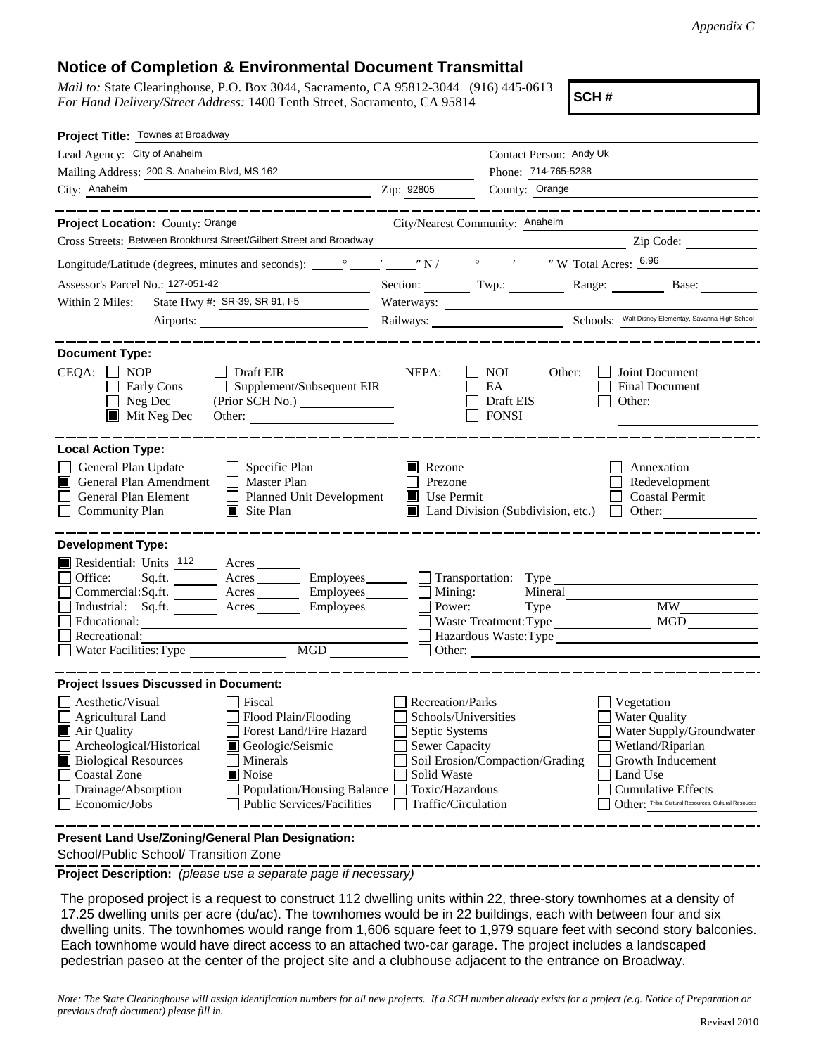*Appendix C*

## Notice of Completion & Environmental Document Transmittal

*Mail to:* State Clearinghouse, P.O. Box 3044, Sacramento, CA 95812-3044 (916) 445-0613
*For Hand Delivery/Street Address:* 1400 Tenth Street, Sacramento, CA 95814

**SCH #**

**Project Title:** Townes at Broadway

Lead Agency: City of Anaheim
Contact Person: Andy Uk
Mailing Address: 200 S. Anaheim Blvd, MS 162
Phone: 714-765-5238
City: Anaheim
Zip: 92805
County: Orange

---

**Project Location:** County: Orange
City/Nearest Community: Anaheim
Cross Streets: Between Brookhurst Street/Gilbert Street and Broadway
Zip Code:
Longitude/Latitude (degrees, minutes and seconds): ___° ___′ ___″ N / ___° ___′ ___″ W Total Acres: 6.96
Assessor's Parcel No.: 127-051-42
Section: Twp.: Range: Base:
Within 2 Miles: State Hwy #: SR-39, SR 91, I-5
Waterways:
Airports:
Railways:
Schools: Walt Disney Elementary, Savanna High School

---

**Document Type:**

CEQA:
- ☐ NOP
- ☐ Early Cons
- ☐ Neg Dec
- ☒ Mit Neg Dec
- ☐ Draft EIR
- ☐ Supplement/Subsequent EIR (Prior SCH No.)
- Other:

NEPA:
- ☐ NOI
- ☐ EA
- ☐ Draft EIS
- ☐ FONSI

Other:
- ☐ Joint Document
- ☐ Final Document
- ☐ Other:

---

**Local Action Type:**

- ☐ General Plan Update
- ☒ General Plan Amendment
- ☐ General Plan Element
- ☐ Community Plan
- ☐ Specific Plan
- ☐ Master Plan
- ☐ Planned Unit Development
- ☒ Site Plan
- ☒ Rezone
- ☐ Prezone
- ☒ Use Permit
- ☒ Land Division (Subdivision, etc.)
- ☐ Annexation
- ☐ Redevelopment
- ☐ Coastal Permit
- ☐ Other:

---

**Development Type:**

- ☒ Residential: Units 112 Acres
- ☐ Office: Sq.ft. Acres Employees
- ☐ Commercial: Sq.ft. Acres Employees
- ☐ Industrial: Sq.ft. Acres Employees
- ☐ Educational:
- ☐ Recreational:
- ☐ Water Facilities: Type MGD
- ☐ Transportation: Type
- ☐ Mining: Mineral
- ☐ Power: Type MW
- ☐ Waste Treatment: Type MGD
- ☐ Hazardous Waste: Type
- ☐ Other:

---

**Project Issues Discussed in Document:**

- ☐ Aesthetic/Visual
- ☐ Agricultural Land
- ☒ Air Quality
- ☐ Archeological/Historical
- ☒ Biological Resources
- ☐ Coastal Zone
- ☐ Drainage/Absorption
- ☐ Economic/Jobs
- ☐ Fiscal
- ☐ Flood Plain/Flooding
- ☐ Forest Land/Fire Hazard
- ☒ Geologic/Seismic
- ☐ Minerals
- ☒ Noise
- ☐ Population/Housing Balance
- ☐ Public Services/Facilities
- ☐ Recreation/Parks
- ☐ Schools/Universities
- ☐ Septic Systems
- ☐ Sewer Capacity
- ☐ Soil Erosion/Compaction/Grading
- ☐ Solid Waste
- ☐ Toxic/Hazardous
- ☐ Traffic/Circulation
- ☐ Vegetation
- ☐ Water Quality
- ☐ Water Supply/Groundwater
- ☐ Wetland/Riparian
- ☐ Growth Inducement
- ☐ Land Use
- ☐ Cumulative Effects
- ☐ Other: Tribal Cultural Resources, Cultural Resouces

---

**Present Land Use/Zoning/General Plan Designation:**

School/Public School/ Transition Zone

**Project Description:** *(please use a separate page if necessary)*

The proposed project is a request to construct 112 dwelling units within 22, three-story townhomes at a density of 17.25 dwelling units per acre (du/ac). The townhomes would be in 22 buildings, each with between four and six dwelling units. The townhomes would range from 1,606 square feet to 1,979 square feet with second story balconies. Each townhome would have direct access to an attached two-car garage. The project includes a landscaped pedestrian paseo at the center of the project site and a clubhouse adjacent to the entrance on Broadway.

*Note: The State Clearinghouse will assign identification numbers for all new projects. If a SCH number already exists for a project (e.g. Notice of Preparation or previous draft document) please fill in.*

Revised 2010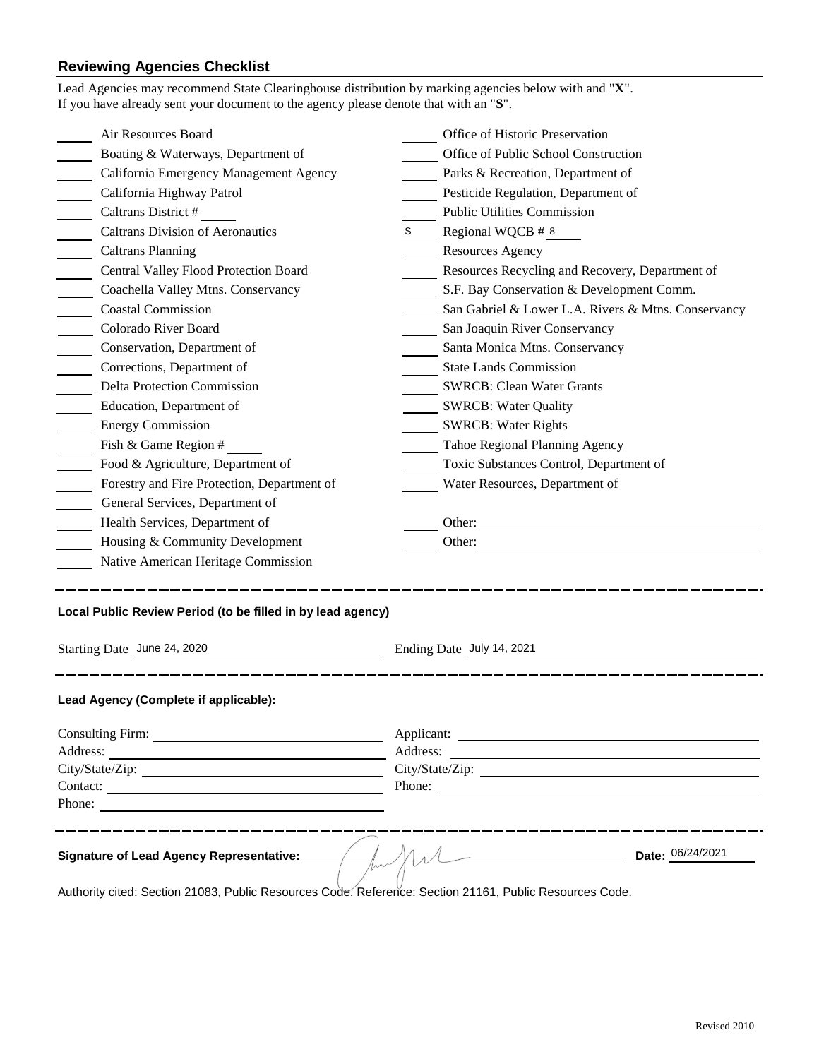## Reviewing Agencies Checklist

Lead Agencies may recommend State Clearinghouse distribution by marking agencies below with and "**X**".
If you have already sent your document to the agency please denote that with an "**S**".

| | | | |
|---|---|---|---|
| | Air Resources Board | | Office of Historic Preservation |
| | Boating & Waterways, Department of | | Office of Public School Construction |
| | California Emergency Management Agency | | Parks & Recreation, Department of |
| | California Highway Patrol | | Pesticide Regulation, Department of |
| | Caltrans District # | | Public Utilities Commission |
| | Caltrans Division of Aeronautics | S | Regional WQCB # 8 |
| | Caltrans Planning | | Resources Agency |
| | Central Valley Flood Protection Board | | Resources Recycling and Recovery, Department of |
| | Coachella Valley Mtns. Conservancy | | S.F. Bay Conservation & Development Comm. |
| | Coastal Commission | | San Gabriel & Lower L.A. Rivers & Mtns. Conservancy |
| | Colorado River Board | | San Joaquin River Conservancy |
| | Conservation, Department of | | Santa Monica Mtns. Conservancy |
| | Corrections, Department of | | State Lands Commission |
| | Delta Protection Commission | | SWRCB: Clean Water Grants |
| | Education, Department of | | SWRCB: Water Quality |
| | Energy Commission | | SWRCB: Water Rights |
| | Fish & Game Region # | | Tahoe Regional Planning Agency |
| | Food & Agriculture, Department of | | Toxic Substances Control, Department of |
| | Forestry and Fire Protection, Department of | | Water Resources, Department of |
| | General Services, Department of | | |
| | Health Services, Department of | | Other: |
| | Housing & Community Development | | Other: |
| | Native American Heritage Commission | | |

---

### Local Public Review Period (to be filled in by lead agency)

Starting Date June 24, 2020 Ending Date July 14, 2021

---

### Lead Agency (Complete if applicable):

Consulting Firm:
Address:
City/State/Zip:
Contact:
Phone:

Applicant:
Address:
City/State/Zip:
Phone:

---

**Signature of Lead Agency Representative:** **Date:** 06/24/2021

Authority cited: Section 21083, Public Resources Code. Reference: Section 21161, Public Resources Code.

Revised 2010